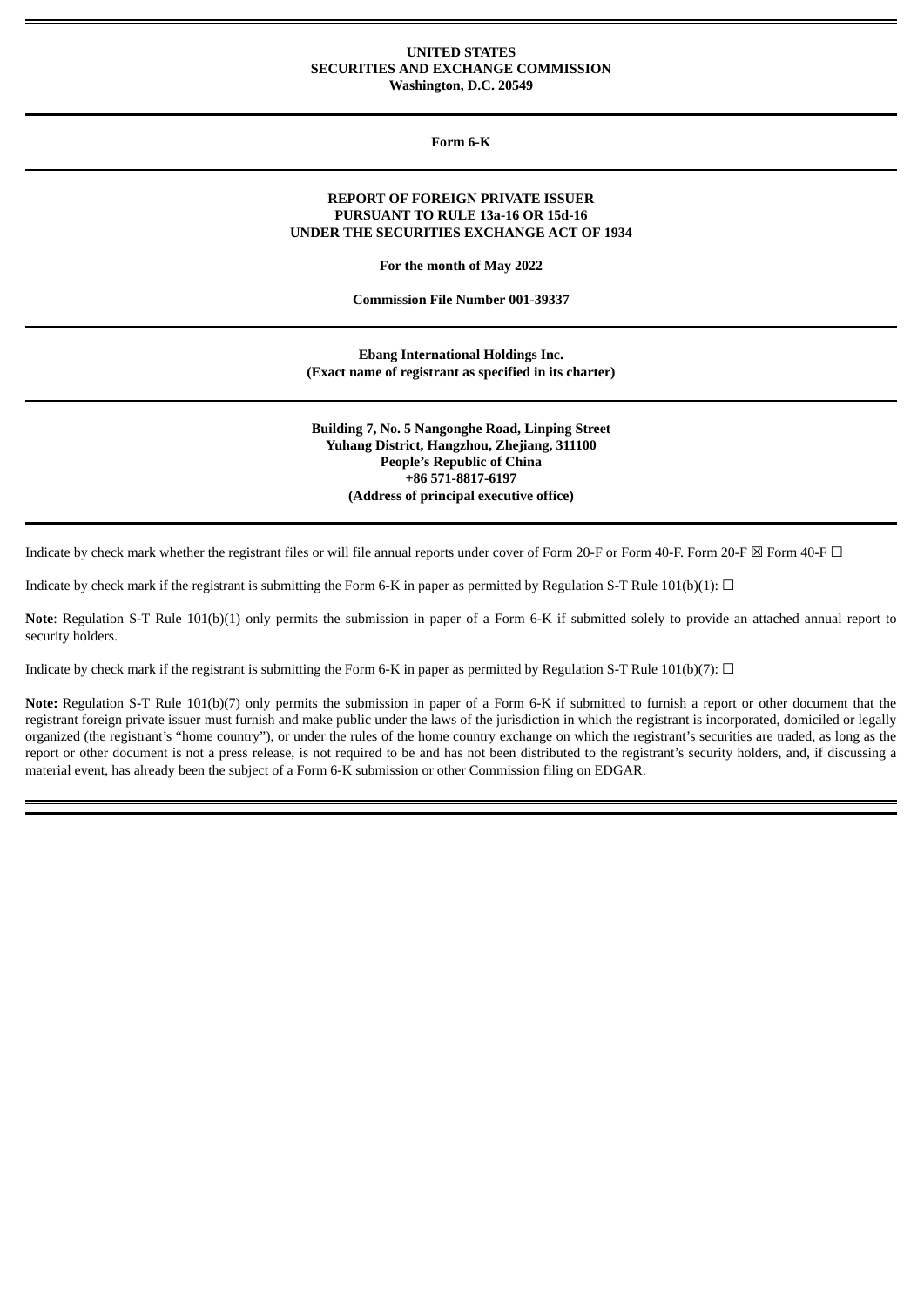**UNITED STATES**
**SECURITIES AND EXCHANGE COMMISSION**
**Washington, D.C. 20549**

---

**Form 6-K**

---

**REPORT OF FOREIGN PRIVATE ISSUER**
**PURSUANT TO RULE 13a-16 OR 15d-16**
**UNDER THE SECURITIES EXCHANGE ACT OF 1934**

**For the month of May 2022**

**Commission File Number 001-39337**

---

**Ebang International Holdings Inc.**
**(Exact name of registrant as specified in its charter)**

---

**Building 7, No. 5 Nangonghe Road, Linping Street**
**Yuhang District, Hangzhou, Zhejiang, 311100**
**People's Republic of China**
**+86 571-8817-6197**
**(Address of principal executive office)**

---

Indicate by check mark whether the registrant files or will file annual reports under cover of Form 20-F or Form 40-F. Form 20-F ☒ Form 40-F ☐

Indicate by check mark if the registrant is submitting the Form 6-K in paper as permitted by Regulation S-T Rule 101(b)(1): ☐

**Note**: Regulation S-T Rule 101(b)(1) only permits the submission in paper of a Form 6-K if submitted solely to provide an attached annual report to security holders.

Indicate by check mark if the registrant is submitting the Form 6-K in paper as permitted by Regulation S-T Rule 101(b)(7): ☐

**Note:** Regulation S-T Rule 101(b)(7) only permits the submission in paper of a Form 6-K if submitted to furnish a report or other document that the registrant foreign private issuer must furnish and make public under the laws of the jurisdiction in which the registrant is incorporated, domiciled or legally organized (the registrant's "home country"), or under the rules of the home country exchange on which the registrant's securities are traded, as long as the report or other document is not a press release, is not required to be and has not been distributed to the registrant's security holders, and, if discussing a material event, has already been the subject of a Form 6-K submission or other Commission filing on EDGAR.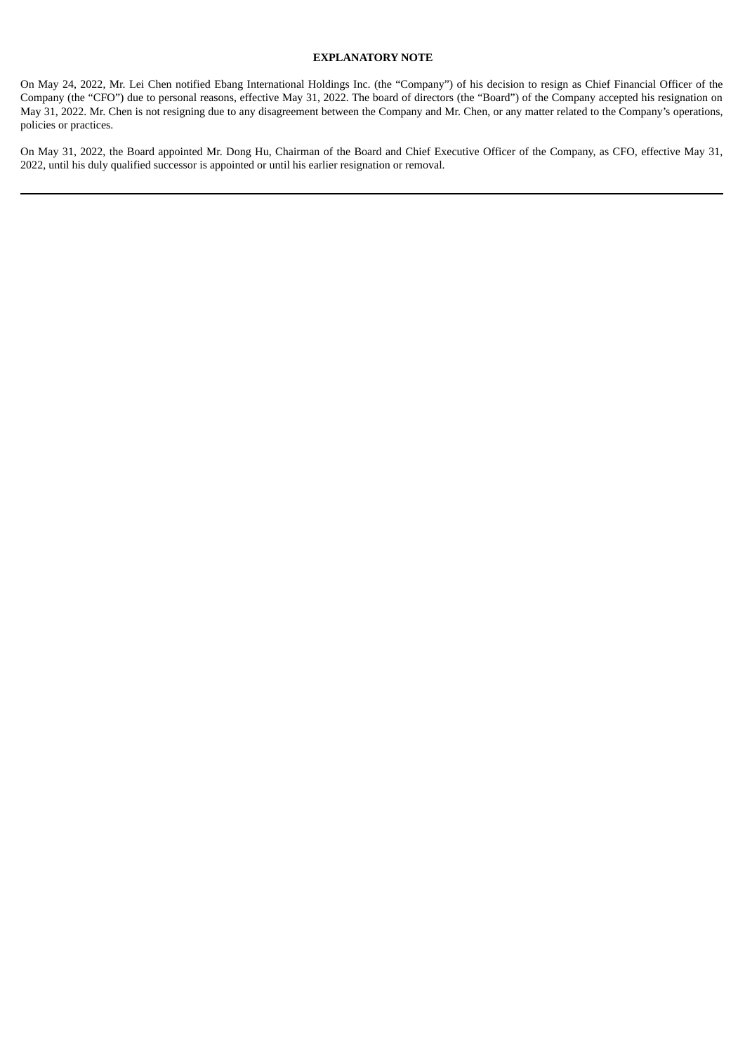**EXPLANATORY NOTE**

On May 24, 2022, Mr. Lei Chen notified Ebang International Holdings Inc. (the "Company") of his decision to resign as Chief Financial Officer of the Company (the "CFO") due to personal reasons, effective May 31, 2022. The board of directors (the "Board") of the Company accepted his resignation on May 31, 2022. Mr. Chen is not resigning due to any disagreement between the Company and Mr. Chen, or any matter related to the Company's operations, policies or practices.

On May 31, 2022, the Board appointed Mr. Dong Hu, Chairman of the Board and Chief Executive Officer of the Company, as CFO, effective May 31, 2022, until his duly qualified successor is appointed or until his earlier resignation or removal.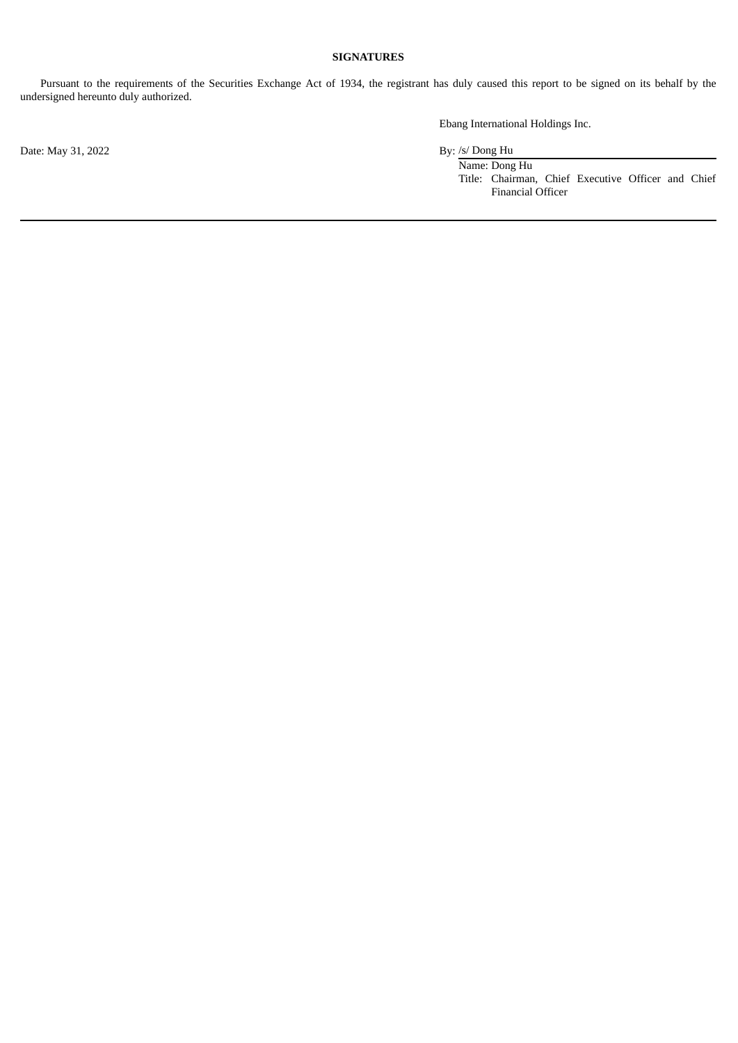**SIGNATURES**

Pursuant to the requirements of the Securities Exchange Act of 1934, the registrant has duly caused this report to be signed on its behalf by the undersigned hereunto duly authorized.

Ebang International Holdings Inc.

Date: May 31, 2022

By: /s/ Dong Hu

Name: Dong Hu

Title: Chairman, Chief Executive Officer and Chief Financial Officer